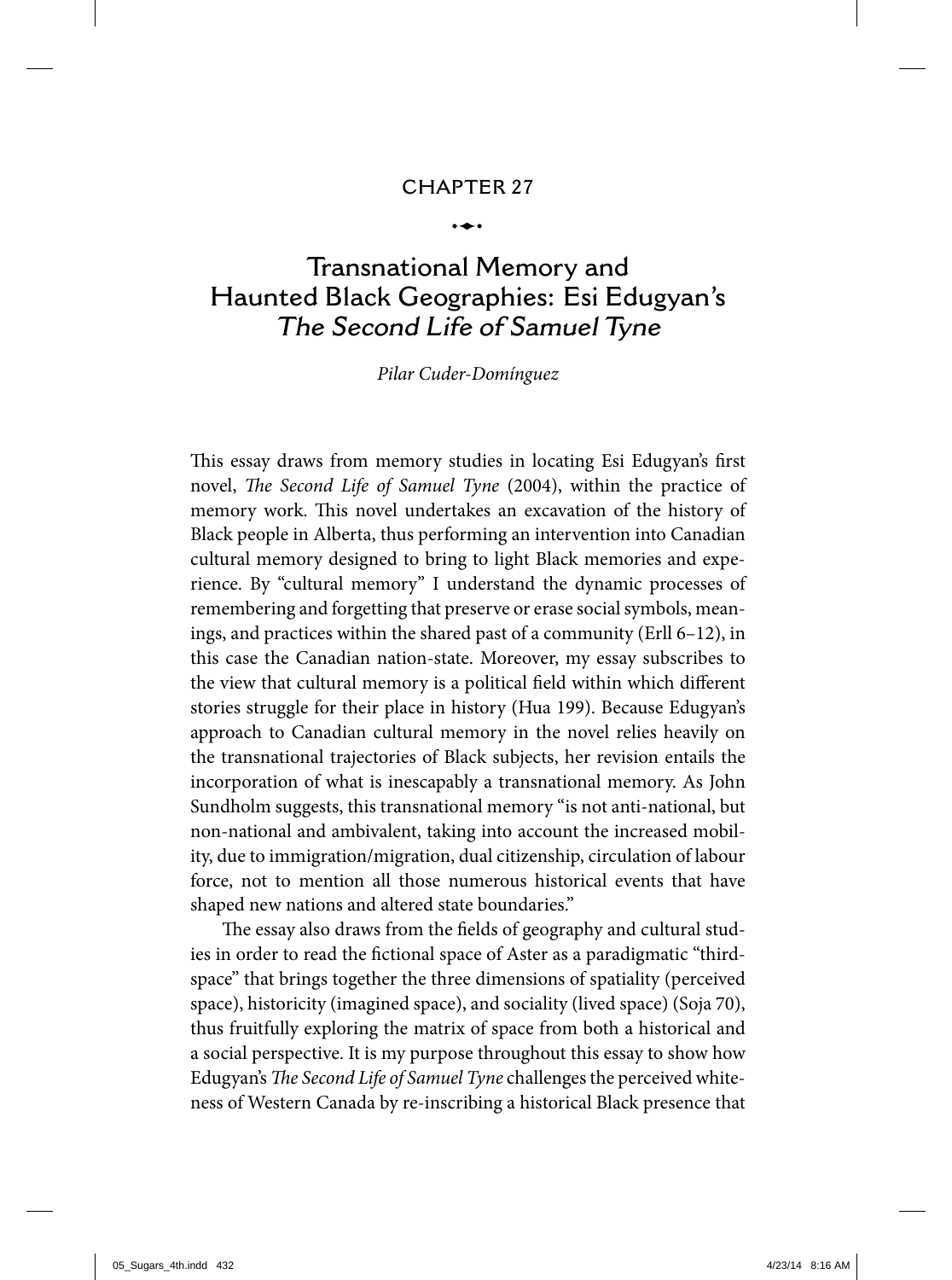# CHAPTER 27

## Transnational Memory and Haunted Black Geographies: Esi Edugyan's *The Second Life of Samuel Tyne*

*Pilar Cuder-Domínguez*

This essay draws from memory studies in locating Esi Edugyan's first novel, *The Second Life of Samuel Tyne* (2004), within the practice of memory work. This novel undertakes an excavation of the history of Black people in Alberta, thus performing an intervention into Canadian cultural memory designed to bring to light Black memories and experience. By "cultural memory" I understand the dynamic processes of remembering and forgetting that preserve or erase social symbols, meanings, and practices within the shared past of a community (Erll 6–12), in this case the Canadian nation-state. Moreover, my essay subscribes to the view that cultural memory is a political field within which different stories struggle for their place in history (Hua 199). Because Edugyan's approach to Canadian cultural memory in the novel relies heavily on the transnational trajectories of Black subjects, her revision entails the incorporation of what is inescapably a transnational memory. As John Sundholm suggests, this transnational memory "is not anti-national, but non-national and ambivalent, taking into account the increased mobility, due to immigration/migration, dual citizenship, circulation of labour force, not to mention all those numerous historical events that have shaped new nations and altered state boundaries."

The essay also draws from the fields of geography and cultural studies in order to read the fictional space of Aster as a paradigmatic "thirdspace" that brings together the three dimensions of spatiality (perceived space), historicity (imagined space), and sociality (lived space) (Soja 70), thus fruitfully exploring the matrix of space from both a historical and a social perspective. It is my purpose throughout this essay to show how Edugyan's *The Second Life of Samuel Tyne* challenges the perceived whiteness of Western Canada by re-inscribing a historical Black presence that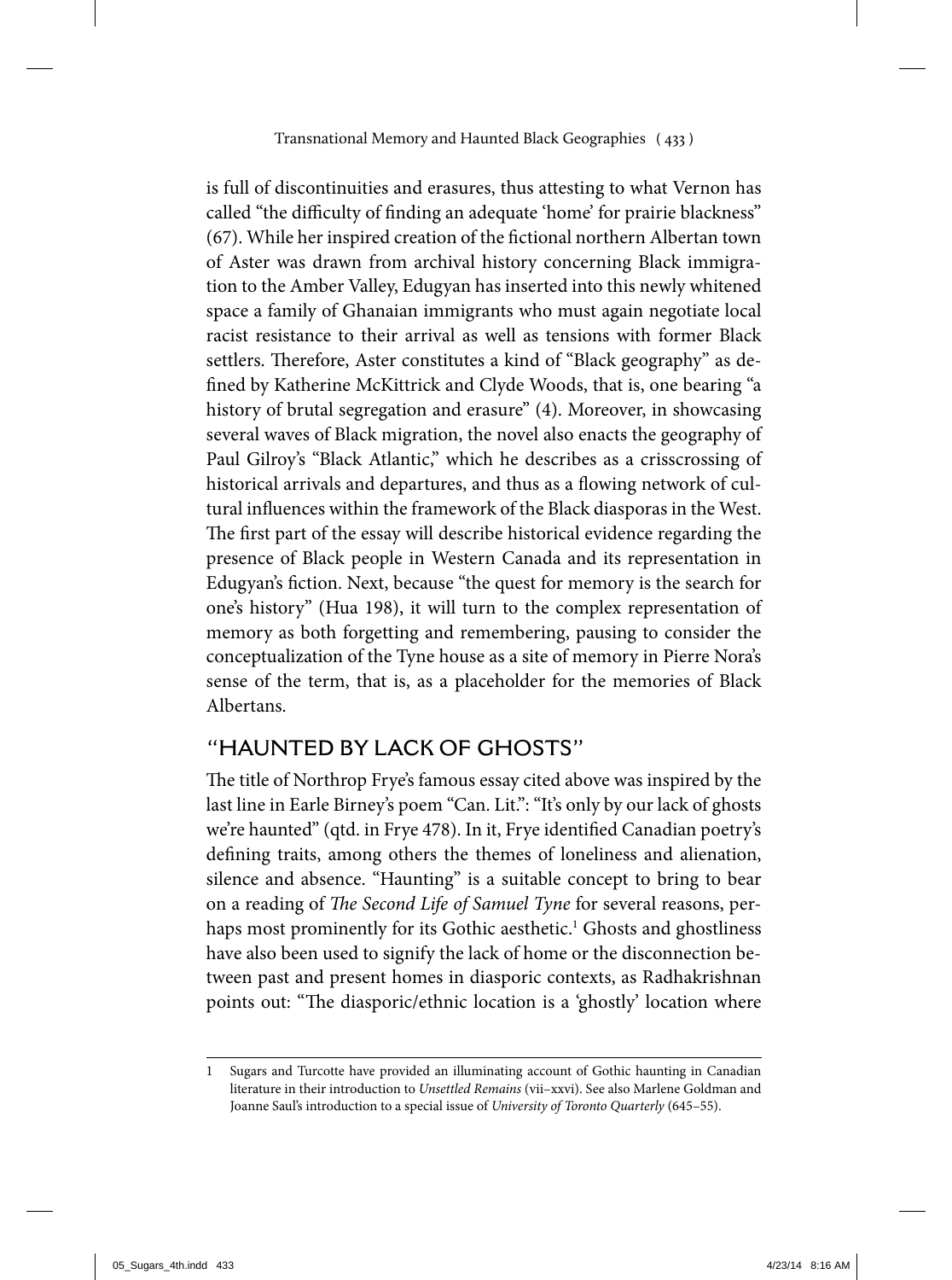is full of discontinuities and erasures, thus attesting to what Vernon has called "the difficulty of finding an adequate 'home' for prairie blackness" (67). While her inspired creation of the fictional northern Albertan town of Aster was drawn from archival history concerning Black immigration to the Amber Valley, Edugyan has inserted into this newly whitened space a family of Ghanaian immigrants who must again negotiate local racist resistance to their arrival as well as tensions with former Black settlers. Therefore, Aster constitutes a kind of "Black geography" as defined by Katherine McKittrick and Clyde Woods, that is, one bearing "a history of brutal segregation and erasure" (4). Moreover, in showcasing several waves of Black migration, the novel also enacts the geography of Paul Gilroy's "Black Atlantic," which he describes as a crisscrossing of historical arrivals and departures, and thus as a flowing network of cultural influences within the framework of the Black diasporas in the West. The first part of the essay will describe historical evidence regarding the presence of Black people in Western Canada and its representation in Edugyan's fiction. Next, because "the quest for memory is the search for one's history" (Hua 198), it will turn to the complex representation of memory as both forgetting and remembering, pausing to consider the conceptualization of the Tyne house as a site of memory in Pierre Nora's sense of the term, that is, as a placeholder for the memories of Black Albertans.

## "HAUNTED BY LACK OF GHOSTS"

The title of Northrop Frye's famous essay cited above was inspired by the last line in Earle Birney's poem "Can. Lit.": "It's only by our lack of ghosts we're haunted" (qtd. in Frye 478). In it, Frye identified Canadian poetry's defining traits, among others the themes of loneliness and alienation, silence and absence. "Haunting" is a suitable concept to bring to bear on a reading of *The Second Life of Samuel Tyne* for several reasons, perhaps most prominently for its Gothic aesthetic.[1] Ghosts and ghostliness have also been used to signify the lack of home or the disconnection between past and present homes in diasporic contexts, as Radhakrishnan points out: "The diasporic/ethnic location is a 'ghostly' location where

---

1 Sugars and Turcotte have provided an illuminating account of Gothic haunting in Canadian literature in their introduction to *Unsettled Remains* (vii–xxvi). See also Marlene Goldman and Joanne Saul's introduction to a special issue of *University of Toronto Quarterly* (645–55).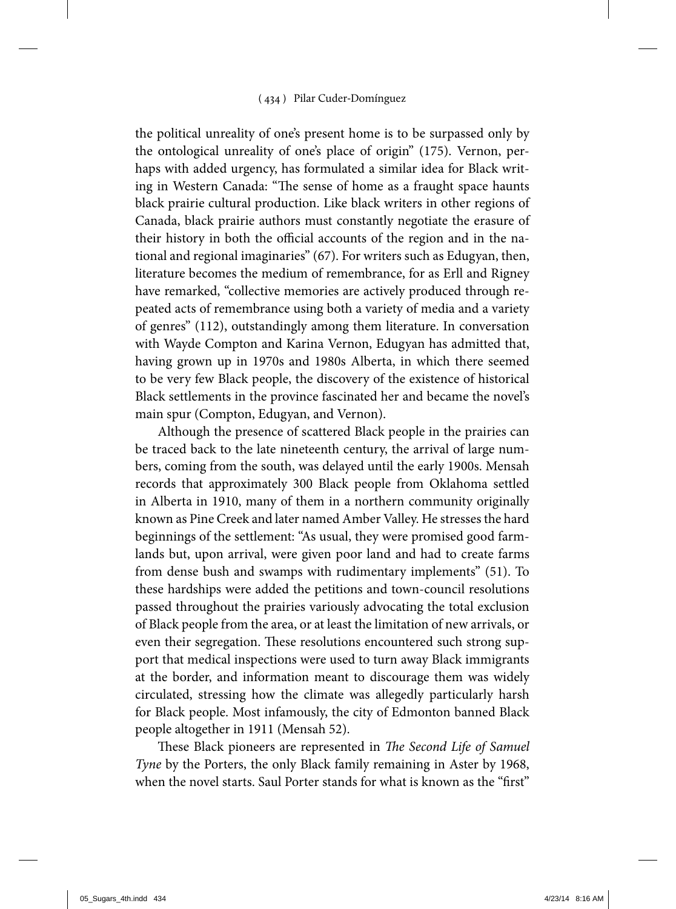the political unreality of one's present home is to be surpassed only by the ontological unreality of one's place of origin" (175). Vernon, perhaps with added urgency, has formulated a similar idea for Black writing in Western Canada: "The sense of home as a fraught space haunts black prairie cultural production. Like black writers in other regions of Canada, black prairie authors must constantly negotiate the erasure of their history in both the official accounts of the region and in the national and regional imaginaries" (67). For writers such as Edugyan, then, literature becomes the medium of remembrance, for as Erll and Rigney have remarked, "collective memories are actively produced through repeated acts of remembrance using both a variety of media and a variety of genres" (112), outstandingly among them literature. In conversation with Wayde Compton and Karina Vernon, Edugyan has admitted that, having grown up in 1970s and 1980s Alberta, in which there seemed to be very few Black people, the discovery of the existence of historical Black settlements in the province fascinated her and became the novel's main spur (Compton, Edugyan, and Vernon).

Although the presence of scattered Black people in the prairies can be traced back to the late nineteenth century, the arrival of large numbers, coming from the south, was delayed until the early 1900s. Mensah records that approximately 300 Black people from Oklahoma settled in Alberta in 1910, many of them in a northern community originally known as Pine Creek and later named Amber Valley. He stresses the hard beginnings of the settlement: "As usual, they were promised good farmlands but, upon arrival, were given poor land and had to create farms from dense bush and swamps with rudimentary implements" (51). To these hardships were added the petitions and town-council resolutions passed throughout the prairies variously advocating the total exclusion of Black people from the area, or at least the limitation of new arrivals, or even their segregation. These resolutions encountered such strong support that medical inspections were used to turn away Black immigrants at the border, and information meant to discourage them was widely circulated, stressing how the climate was allegedly particularly harsh for Black people. Most infamously, the city of Edmonton banned Black people altogether in 1911 (Mensah 52).

These Black pioneers are represented in *The Second Life of Samuel Tyne* by the Porters, the only Black family remaining in Aster by 1968, when the novel starts. Saul Porter stands for what is known as the "first"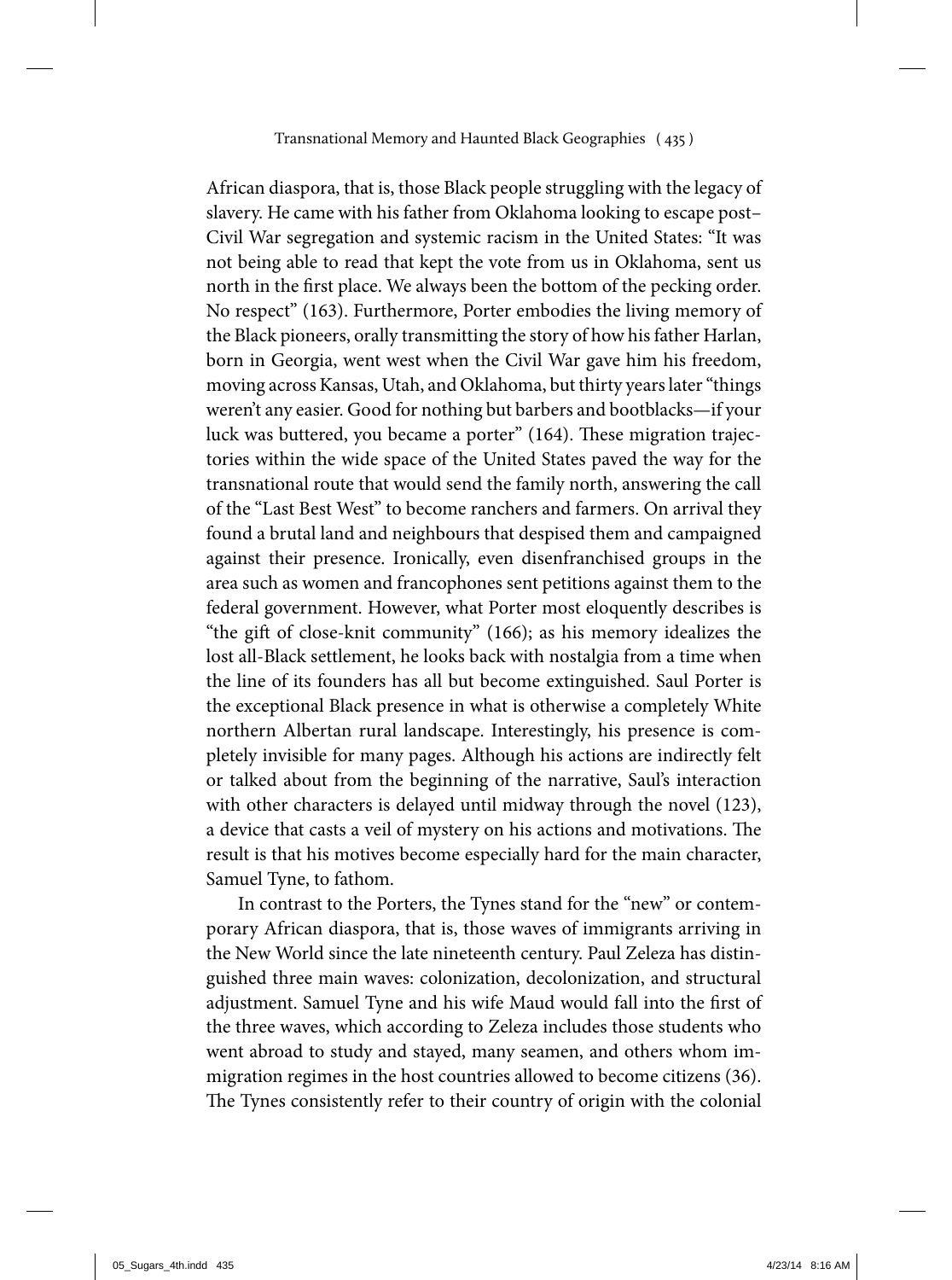African diaspora, that is, those Black people struggling with the legacy of slavery. He came with his father from Oklahoma looking to escape post–Civil War segregation and systemic racism in the United States: "It was not being able to read that kept the vote from us in Oklahoma, sent us north in the first place. We always been the bottom of the pecking order. No respect" (163). Furthermore, Porter embodies the living memory of the Black pioneers, orally transmitting the story of how his father Harlan, born in Georgia, went west when the Civil War gave him his freedom, moving across Kansas, Utah, and Oklahoma, but thirty years later "things weren't any easier. Good for nothing but barbers and bootblacks—if your luck was buttered, you became a porter" (164). These migration trajectories within the wide space of the United States paved the way for the transnational route that would send the family north, answering the call of the "Last Best West" to become ranchers and farmers. On arrival they found a brutal land and neighbours that despised them and campaigned against their presence. Ironically, even disenfranchised groups in the area such as women and francophones sent petitions against them to the federal government. However, what Porter most eloquently describes is "the gift of close-knit community" (166); as his memory idealizes the lost all-Black settlement, he looks back with nostalgia from a time when the line of its founders has all but become extinguished. Saul Porter is the exceptional Black presence in what is otherwise a completely White northern Albertan rural landscape. Interestingly, his presence is completely invisible for many pages. Although his actions are indirectly felt or talked about from the beginning of the narrative, Saul's interaction with other characters is delayed until midway through the novel (123), a device that casts a veil of mystery on his actions and motivations. The result is that his motives become especially hard for the main character, Samuel Tyne, to fathom.

In contrast to the Porters, the Tynes stand for the "new" or contemporary African diaspora, that is, those waves of immigrants arriving in the New World since the late nineteenth century. Paul Zeleza has distinguished three main waves: colonization, decolonization, and structural adjustment. Samuel Tyne and his wife Maud would fall into the first of the three waves, which according to Zeleza includes those students who went abroad to study and stayed, many seamen, and others whom immigration regimes in the host countries allowed to become citizens (36). The Tynes consistently refer to their country of origin with the colonial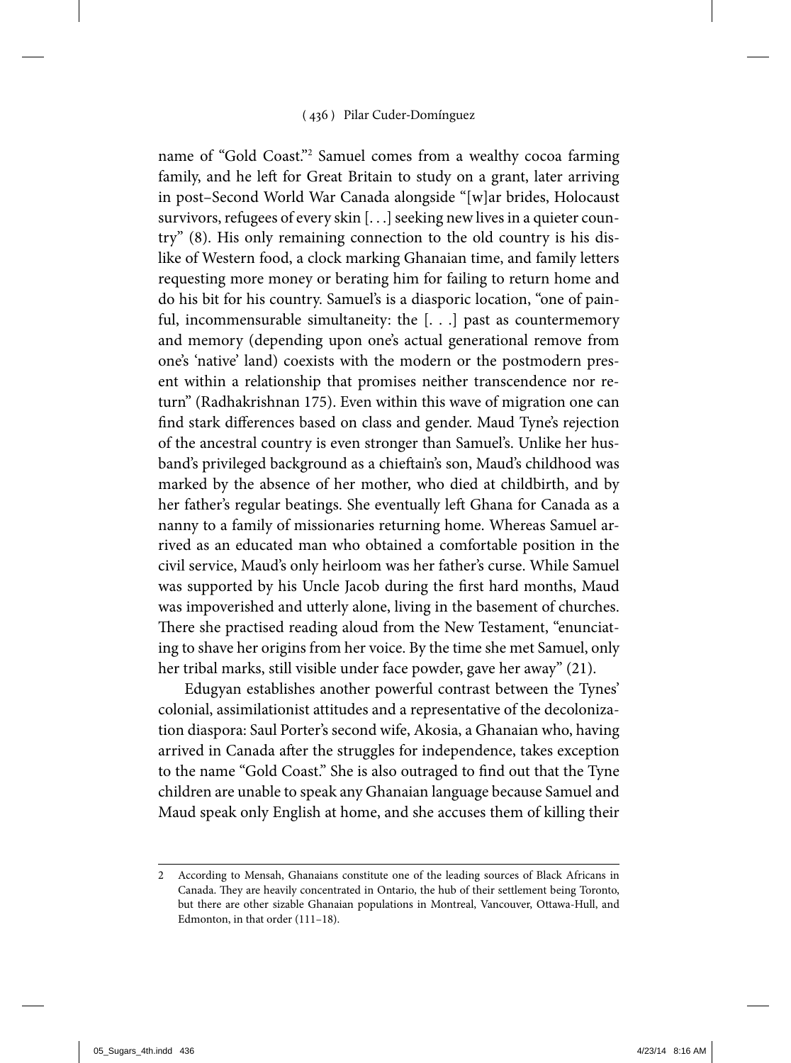name of "Gold Coast."[2] Samuel comes from a wealthy cocoa farming family, and he left for Great Britain to study on a grant, later arriving in post–Second World War Canada alongside "[w]ar brides, Holocaust survivors, refugees of every skin [. . .] seeking new lives in a quieter country" (8). His only remaining connection to the old country is his dislike of Western food, a clock marking Ghanaian time, and family letters requesting more money or berating him for failing to return home and do his bit for his country. Samuel's is a diasporic location, "one of painful, incommensurable simultaneity: the [. . .] past as countermemory and memory (depending upon one's actual generational remove from one's 'native' land) coexists with the modern or the postmodern present within a relationship that promises neither transcendence nor return" (Radhakrishnan 175). Even within this wave of migration one can find stark differences based on class and gender. Maud Tyne's rejection of the ancestral country is even stronger than Samuel's. Unlike her husband's privileged background as a chieftain's son, Maud's childhood was marked by the absence of her mother, who died at childbirth, and by her father's regular beatings. She eventually left Ghana for Canada as a nanny to a family of missionaries returning home. Whereas Samuel arrived as an educated man who obtained a comfortable position in the civil service, Maud's only heirloom was her father's curse. While Samuel was supported by his Uncle Jacob during the first hard months, Maud was impoverished and utterly alone, living in the basement of churches. There she practised reading aloud from the New Testament, "enunciating to shave her origins from her voice. By the time she met Samuel, only her tribal marks, still visible under face powder, gave her away" (21).

Edugyan establishes another powerful contrast between the Tynes' colonial, assimilationist attitudes and a representative of the decolonization diaspora: Saul Porter's second wife, Akosia, a Ghanaian who, having arrived in Canada after the struggles for independence, takes exception to the name "Gold Coast." She is also outraged to find out that the Tyne children are unable to speak any Ghanaian language because Samuel and Maud speak only English at home, and she accuses them of killing their

---

2 According to Mensah, Ghanaians constitute one of the leading sources of Black Africans in Canada. They are heavily concentrated in Ontario, the hub of their settlement being Toronto, but there are other sizable Ghanaian populations in Montreal, Vancouver, Ottawa-Hull, and Edmonton, in that order (111–18).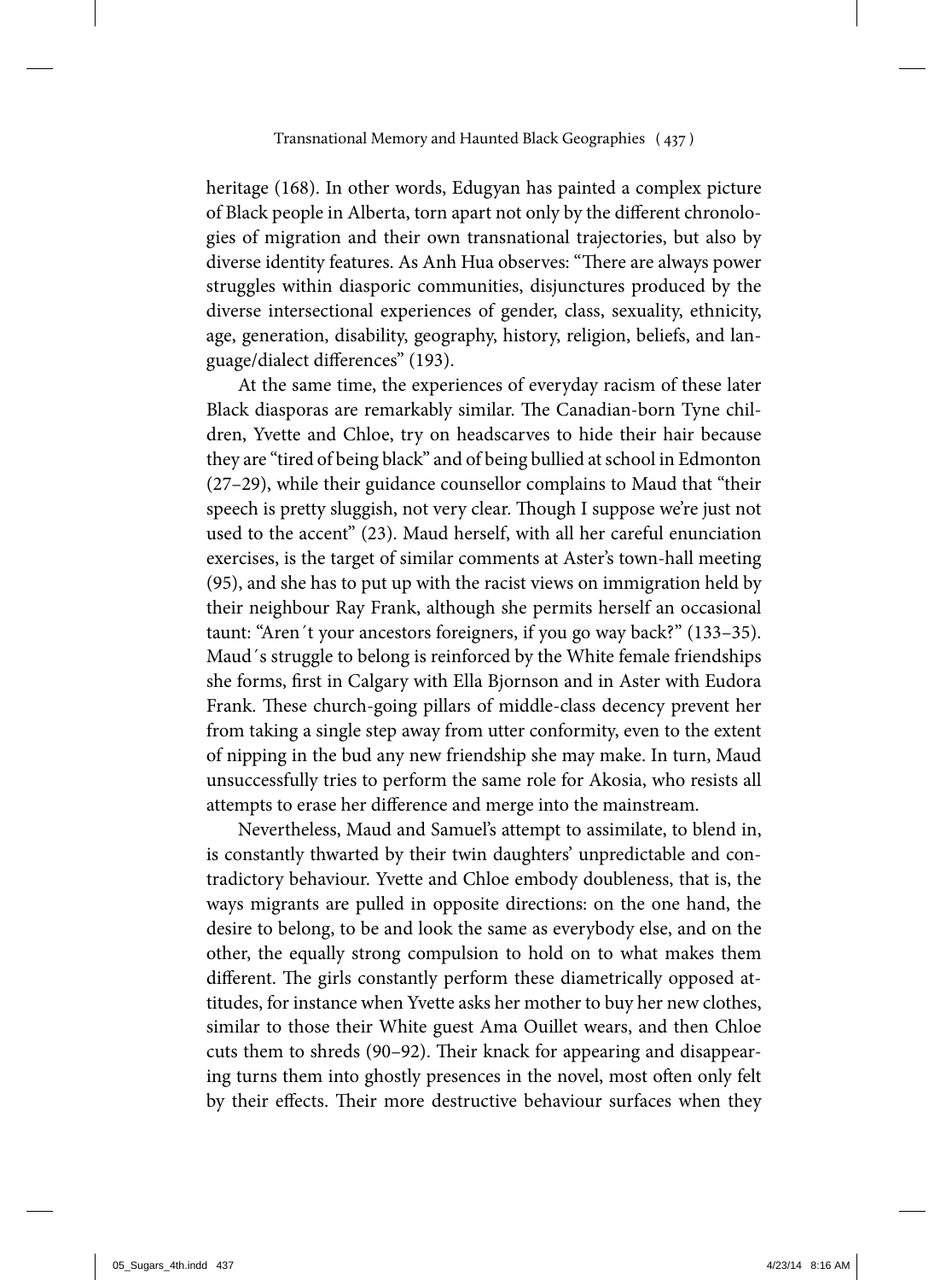heritage (168). In other words, Edugyan has painted a complex picture of Black people in Alberta, torn apart not only by the different chronologies of migration and their own transnational trajectories, but also by diverse identity features. As Anh Hua observes: "There are always power struggles within diasporic communities, disjunctures produced by the diverse intersectional experiences of gender, class, sexuality, ethnicity, age, generation, disability, geography, history, religion, beliefs, and language/dialect differences" (193).

At the same time, the experiences of everyday racism of these later Black diasporas are remarkably similar. The Canadian-born Tyne children, Yvette and Chloe, try on headscarves to hide their hair because they are "tired of being black" and of being bullied at school in Edmonton (27–29), while their guidance counsellor complains to Maud that "their speech is pretty sluggish, not very clear. Though I suppose we're just not used to the accent" (23). Maud herself, with all her careful enunciation exercises, is the target of similar comments at Aster's town-hall meeting (95), and she has to put up with the racist views on immigration held by their neighbour Ray Frank, although she permits herself an occasional taunt: "Aren´t your ancestors foreigners, if you go way back?" (133–35). Maud´s struggle to belong is reinforced by the White female friendships she forms, first in Calgary with Ella Bjornson and in Aster with Eudora Frank. These church-going pillars of middle-class decency prevent her from taking a single step away from utter conformity, even to the extent of nipping in the bud any new friendship she may make. In turn, Maud unsuccessfully tries to perform the same role for Akosia, who resists all attempts to erase her difference and merge into the mainstream.

Nevertheless, Maud and Samuel's attempt to assimilate, to blend in, is constantly thwarted by their twin daughters' unpredictable and contradictory behaviour. Yvette and Chloe embody doubleness, that is, the ways migrants are pulled in opposite directions: on the one hand, the desire to belong, to be and look the same as everybody else, and on the other, the equally strong compulsion to hold on to what makes them different. The girls constantly perform these diametrically opposed attitudes, for instance when Yvette asks her mother to buy her new clothes, similar to those their White guest Ama Ouillet wears, and then Chloe cuts them to shreds (90–92). Their knack for appearing and disappearing turns them into ghostly presences in the novel, most often only felt by their effects. Their more destructive behaviour surfaces when they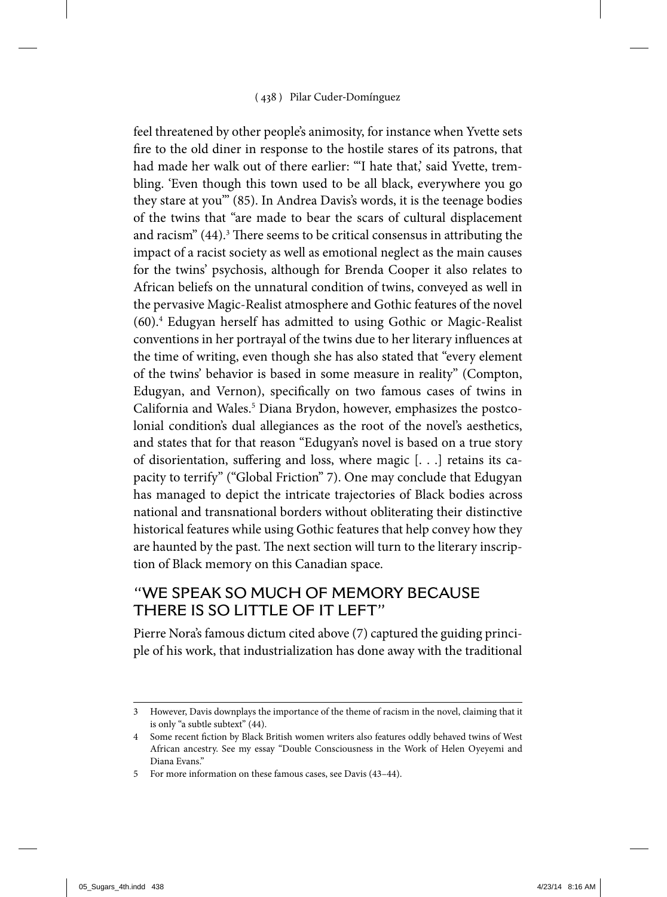feel threatened by other people's animosity, for instance when Yvette sets fire to the old diner in response to the hostile stares of its patrons, that had made her walk out of there earlier: "'I hate that,' said Yvette, trembling. 'Even though this town used to be all black, everywhere you go they stare at you'" (85). In Andrea Davis's words, it is the teenage bodies of the twins that "are made to bear the scars of cultural displacement and racism" (44).[3] There seems to be critical consensus in attributing the impact of a racist society as well as emotional neglect as the main causes for the twins' psychosis, although for Brenda Cooper it also relates to African beliefs on the unnatural condition of twins, conveyed as well in the pervasive Magic-Realist atmosphere and Gothic features of the novel (60).[4] Edugyan herself has admitted to using Gothic or Magic-Realist conventions in her portrayal of the twins due to her literary influences at the time of writing, even though she has also stated that "every element of the twins' behavior is based in some measure in reality" (Compton, Edugyan, and Vernon), specifically on two famous cases of twins in California and Wales.[5] Diana Brydon, however, emphasizes the postcolonial condition's dual allegiances as the root of the novel's aesthetics, and states that for that reason "Edugyan's novel is based on a true story of disorientation, suffering and loss, where magic [. . .] retains its capacity to terrify" ("Global Friction" 7). One may conclude that Edugyan has managed to depict the intricate trajectories of Black bodies across national and transnational borders without obliterating their distinctive historical features while using Gothic features that help convey how they are haunted by the past. The next section will turn to the literary inscription of Black memory on this Canadian space.

## "WE SPEAK SO MUCH OF MEMORY BECAUSE THERE IS SO LITTLE OF IT LEFT"

Pierre Nora's famous dictum cited above (7) captured the guiding principle of his work, that industrialization has done away with the traditional

---

3 However, Davis downplays the importance of the theme of racism in the novel, claiming that it is only "a subtle subtext" (44).

4 Some recent fiction by Black British women writers also features oddly behaved twins of West African ancestry. See my essay "Double Consciousness in the Work of Helen Oyeyemi and Diana Evans."

5 For more information on these famous cases, see Davis (43–44).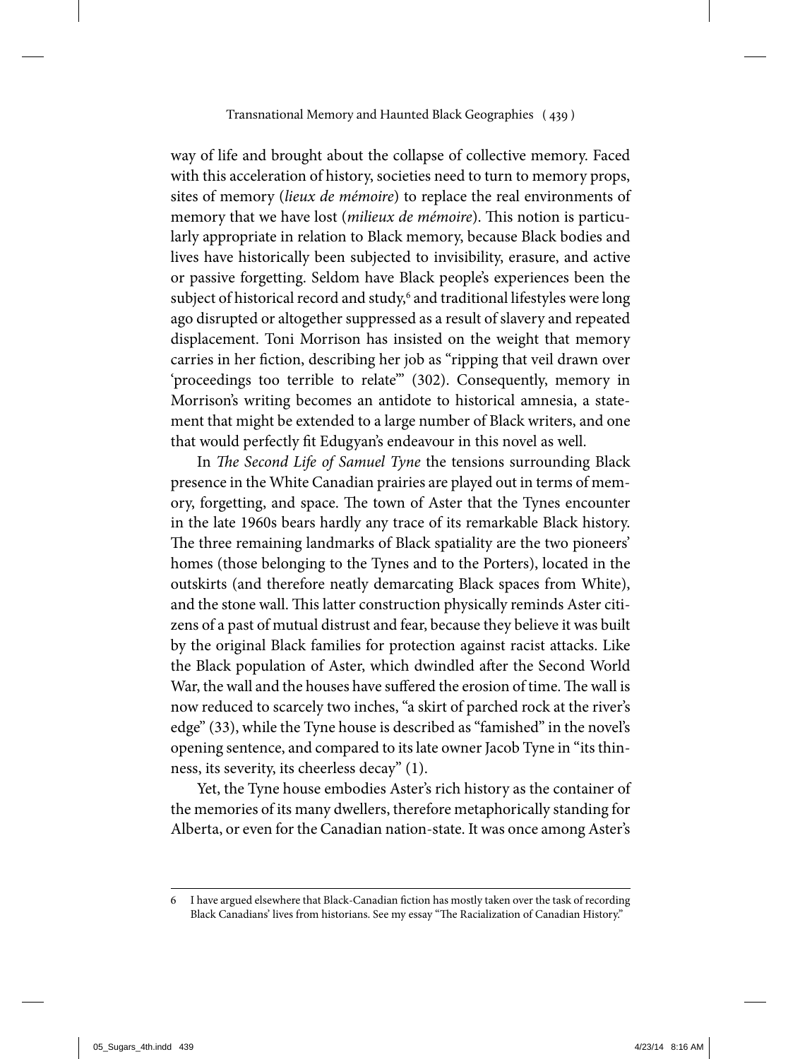way of life and brought about the collapse of collective memory. Faced with this acceleration of history, societies need to turn to memory props, sites of memory (*lieux de mémoire*) to replace the real environments of memory that we have lost (*milieux de mémoire*). This notion is particularly appropriate in relation to Black memory, because Black bodies and lives have historically been subjected to invisibility, erasure, and active or passive forgetting. Seldom have Black people's experiences been the subject of historical record and study,[6] and traditional lifestyles were long ago disrupted or altogether suppressed as a result of slavery and repeated displacement. Toni Morrison has insisted on the weight that memory carries in her fiction, describing her job as "ripping that veil drawn over 'proceedings too terrible to relate'" (302). Consequently, memory in Morrison's writing becomes an antidote to historical amnesia, a statement that might be extended to a large number of Black writers, and one that would perfectly fit Edugyan's endeavour in this novel as well.

In *The Second Life of Samuel Tyne* the tensions surrounding Black presence in the White Canadian prairies are played out in terms of memory, forgetting, and space. The town of Aster that the Tynes encounter in the late 1960s bears hardly any trace of its remarkable Black history. The three remaining landmarks of Black spatiality are the two pioneers' homes (those belonging to the Tynes and to the Porters), located in the outskirts (and therefore neatly demarcating Black spaces from White), and the stone wall. This latter construction physically reminds Aster citizens of a past of mutual distrust and fear, because they believe it was built by the original Black families for protection against racist attacks. Like the Black population of Aster, which dwindled after the Second World War, the wall and the houses have suffered the erosion of time. The wall is now reduced to scarcely two inches, "a skirt of parched rock at the river's edge" (33), while the Tyne house is described as "famished" in the novel's opening sentence, and compared to its late owner Jacob Tyne in "its thinness, its severity, its cheerless decay" (1).

Yet, the Tyne house embodies Aster's rich history as the container of the memories of its many dwellers, therefore metaphorically standing for Alberta, or even for the Canadian nation-state. It was once among Aster's

---

6 I have argued elsewhere that Black-Canadian fiction has mostly taken over the task of recording Black Canadians' lives from historians. See my essay "The Racialization of Canadian History."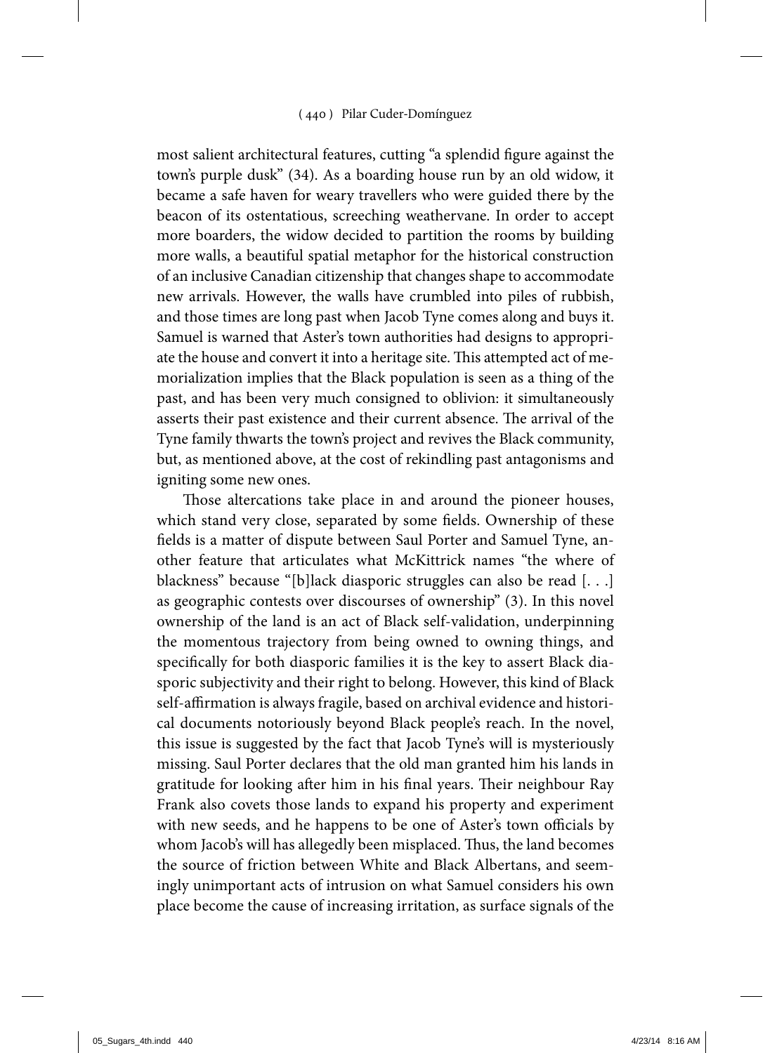most salient architectural features, cutting "a splendid figure against the town's purple dusk" (34). As a boarding house run by an old widow, it became a safe haven for weary travellers who were guided there by the beacon of its ostentatious, screeching weathervane. In order to accept more boarders, the widow decided to partition the rooms by building more walls, a beautiful spatial metaphor for the historical construction of an inclusive Canadian citizenship that changes shape to accommodate new arrivals. However, the walls have crumbled into piles of rubbish, and those times are long past when Jacob Tyne comes along and buys it. Samuel is warned that Aster's town authorities had designs to appropriate the house and convert it into a heritage site. This attempted act of memorialization implies that the Black population is seen as a thing of the past, and has been very much consigned to oblivion: it simultaneously asserts their past existence and their current absence. The arrival of the Tyne family thwarts the town's project and revives the Black community, but, as mentioned above, at the cost of rekindling past antagonisms and igniting some new ones.

Those altercations take place in and around the pioneer houses, which stand very close, separated by some fields. Ownership of these fields is a matter of dispute between Saul Porter and Samuel Tyne, another feature that articulates what McKittrick names "the where of blackness" because "[b]lack diasporic struggles can also be read [. . .] as geographic contests over discourses of ownership" (3). In this novel ownership of the land is an act of Black self-validation, underpinning the momentous trajectory from being owned to owning things, and specifically for both diasporic families it is the key to assert Black diasporic subjectivity and their right to belong. However, this kind of Black self-affirmation is always fragile, based on archival evidence and historical documents notoriously beyond Black people's reach. In the novel, this issue is suggested by the fact that Jacob Tyne's will is mysteriously missing. Saul Porter declares that the old man granted him his lands in gratitude for looking after him in his final years. Their neighbour Ray Frank also covets those lands to expand his property and experiment with new seeds, and he happens to be one of Aster's town officials by whom Jacob's will has allegedly been misplaced. Thus, the land becomes the source of friction between White and Black Albertans, and seemingly unimportant acts of intrusion on what Samuel considers his own place become the cause of increasing irritation, as surface signals of the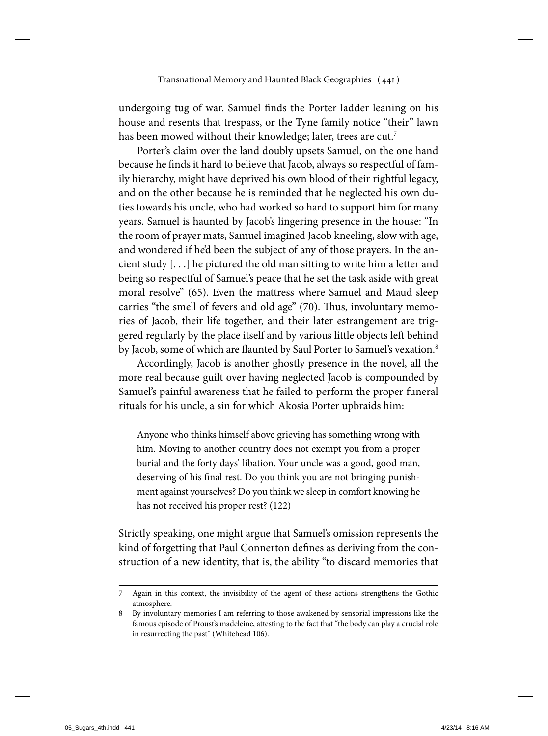undergoing tug of war. Samuel finds the Porter ladder leaning on his house and resents that trespass, or the Tyne family notice "their" lawn has been mowed without their knowledge; later, trees are cut.[7]

Porter's claim over the land doubly upsets Samuel, on the one hand because he finds it hard to believe that Jacob, always so respectful of family hierarchy, might have deprived his own blood of their rightful legacy, and on the other because he is reminded that he neglected his own duties towards his uncle, who had worked so hard to support him for many years. Samuel is haunted by Jacob's lingering presence in the house: "In the room of prayer mats, Samuel imagined Jacob kneeling, slow with age, and wondered if he'd been the subject of any of those prayers. In the ancient study [. . .] he pictured the old man sitting to write him a letter and being so respectful of Samuel's peace that he set the task aside with great moral resolve" (65). Even the mattress where Samuel and Maud sleep carries "the smell of fevers and old age" (70). Thus, involuntary memories of Jacob, their life together, and their later estrangement are triggered regularly by the place itself and by various little objects left behind by Jacob, some of which are flaunted by Saul Porter to Samuel's vexation.[8]

Accordingly, Jacob is another ghostly presence in the novel, all the more real because guilt over having neglected Jacob is compounded by Samuel's painful awareness that he failed to perform the proper funeral rituals for his uncle, a sin for which Akosia Porter upbraids him:

> Anyone who thinks himself above grieving has something wrong with him. Moving to another country does not exempt you from a proper burial and the forty days' libation. Your uncle was a good, good man, deserving of his final rest. Do you think you are not bringing punishment against yourselves? Do you think we sleep in comfort knowing he has not received his proper rest? (122)

Strictly speaking, one might argue that Samuel's omission represents the kind of forgetting that Paul Connerton defines as deriving from the construction of a new identity, that is, the ability "to discard memories that

---

7 Again in this context, the invisibility of the agent of these actions strengthens the Gothic atmosphere.

8 By involuntary memories I am referring to those awakened by sensorial impressions like the famous episode of Proust's madeleine, attesting to the fact that "the body can play a crucial role in resurrecting the past" (Whitehead 106).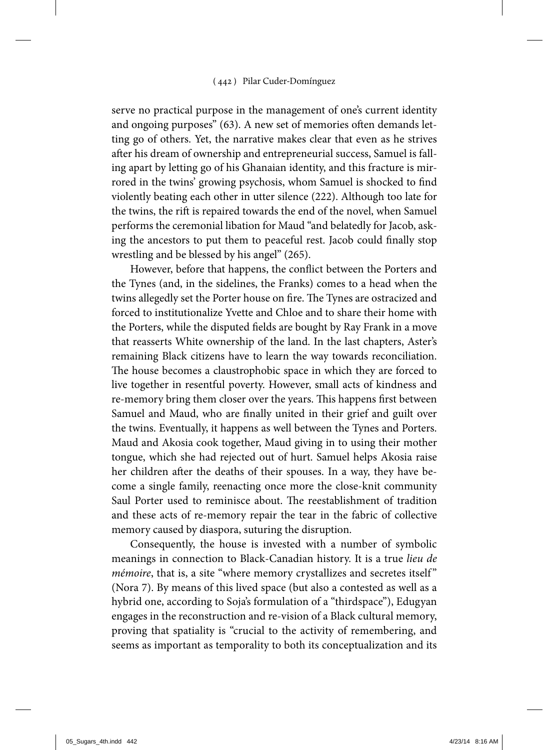serve no practical purpose in the management of one's current identity and ongoing purposes" (63). A new set of memories often demands letting go of others. Yet, the narrative makes clear that even as he strives after his dream of ownership and entrepreneurial success, Samuel is falling apart by letting go of his Ghanaian identity, and this fracture is mirrored in the twins' growing psychosis, whom Samuel is shocked to find violently beating each other in utter silence (222). Although too late for the twins, the rift is repaired towards the end of the novel, when Samuel performs the ceremonial libation for Maud "and belatedly for Jacob, asking the ancestors to put them to peaceful rest. Jacob could finally stop wrestling and be blessed by his angel" (265).

However, before that happens, the conflict between the Porters and the Tynes (and, in the sidelines, the Franks) comes to a head when the twins allegedly set the Porter house on fire. The Tynes are ostracized and forced to institutionalize Yvette and Chloe and to share their home with the Porters, while the disputed fields are bought by Ray Frank in a move that reasserts White ownership of the land. In the last chapters, Aster's remaining Black citizens have to learn the way towards reconciliation. The house becomes a claustrophobic space in which they are forced to live together in resentful poverty. However, small acts of kindness and re-memory bring them closer over the years. This happens first between Samuel and Maud, who are finally united in their grief and guilt over the twins. Eventually, it happens as well between the Tynes and Porters. Maud and Akosia cook together, Maud giving in to using their mother tongue, which she had rejected out of hurt. Samuel helps Akosia raise her children after the deaths of their spouses. In a way, they have become a single family, reenacting once more the close-knit community Saul Porter used to reminisce about. The reestablishment of tradition and these acts of re-memory repair the tear in the fabric of collective memory caused by diaspora, suturing the disruption.

Consequently, the house is invested with a number of symbolic meanings in connection to Black-Canadian history. It is a true *lieu de mémoire*, that is, a site "where memory crystallizes and secretes itself" (Nora 7). By means of this lived space (but also a contested as well as a hybrid one, according to Soja's formulation of a "thirdspace"), Edugyan engages in the reconstruction and re-vision of a Black cultural memory, proving that spatiality is "crucial to the activity of remembering, and seems as important as temporality to both its conceptualization and its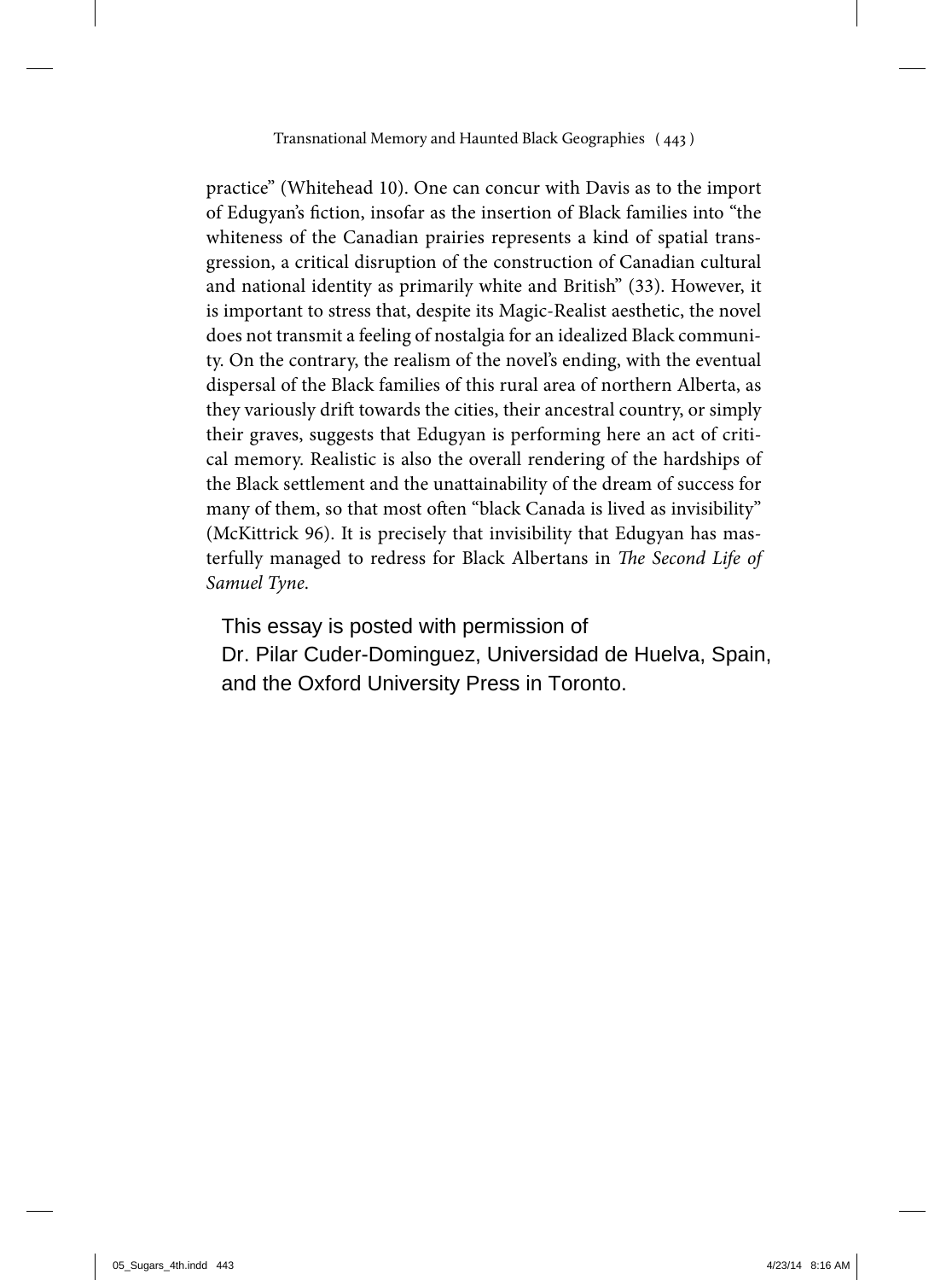practice" (Whitehead 10). One can concur with Davis as to the import of Edugyan's fiction, insofar as the insertion of Black families into "the whiteness of the Canadian prairies represents a kind of spatial transgression, a critical disruption of the construction of Canadian cultural and national identity as primarily white and British" (33). However, it is important to stress that, despite its Magic-Realist aesthetic, the novel does not transmit a feeling of nostalgia for an idealized Black community. On the contrary, the realism of the novel's ending, with the eventual dispersal of the Black families of this rural area of northern Alberta, as they variously drift towards the cities, their ancestral country, or simply their graves, suggests that Edugyan is performing here an act of critical memory. Realistic is also the overall rendering of the hardships of the Black settlement and the unattainability of the dream of success for many of them, so that most often "black Canada is lived as invisibility" (McKittrick 96). It is precisely that invisibility that Edugyan has masterfully managed to redress for Black Albertans in *The Second Life of Samuel Tyne*.

This essay is posted with permission of
Dr. Pilar Cuder-Dominguez, Universidad de Huelva, Spain,
and the Oxford University Press in Toronto.